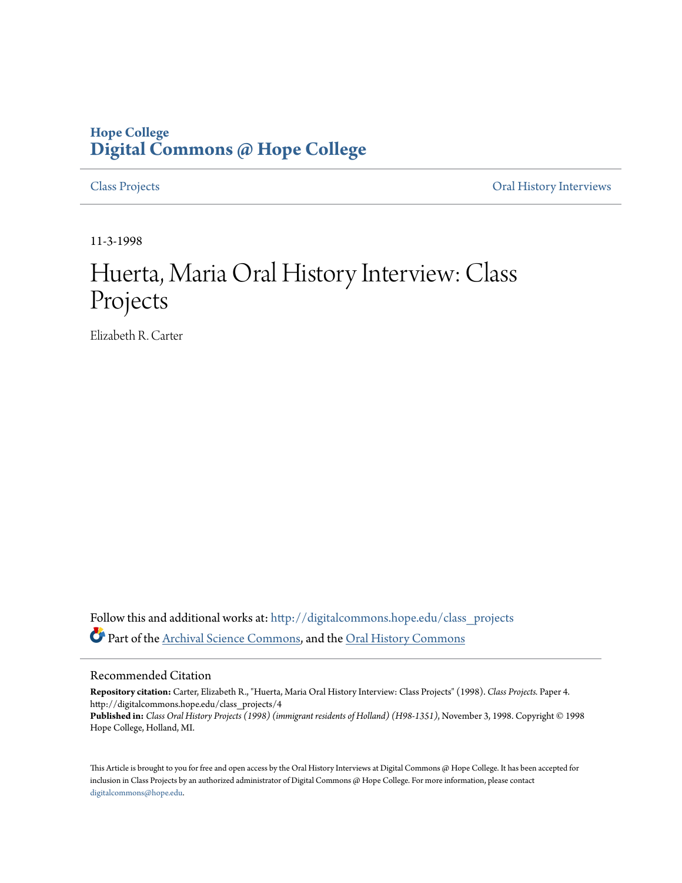**Hope College**
**Digital Commons @ Hope College**

Class Projects | Oral History Interviews

11-3-1998

# Huerta, Maria Oral History Interview: Class Projects

Elizabeth R. Carter

Follow this and additional works at: http://digitalcommons.hope.edu/class_projects

Part of the Archival Science Commons, and the Oral History Commons

## Recommended Citation

**Repository citation:** Carter, Elizabeth R., "Huerta, Maria Oral History Interview: Class Projects" (1998). *Class Projects.* Paper 4. http://digitalcommons.hope.edu/class_projects/4

**Published in:** *Class Oral History Projects (1998) (immigrant residents of Holland) (H98-1351)*, November 3, 1998. Copyright © 1998 Hope College, Holland, MI.

This Article is brought to you for free and open access by the Oral History Interviews at Digital Commons @ Hope College. It has been accepted for inclusion in Class Projects by an authorized administrator of Digital Commons @ Hope College. For more information, please contact digitalcommons@hope.edu.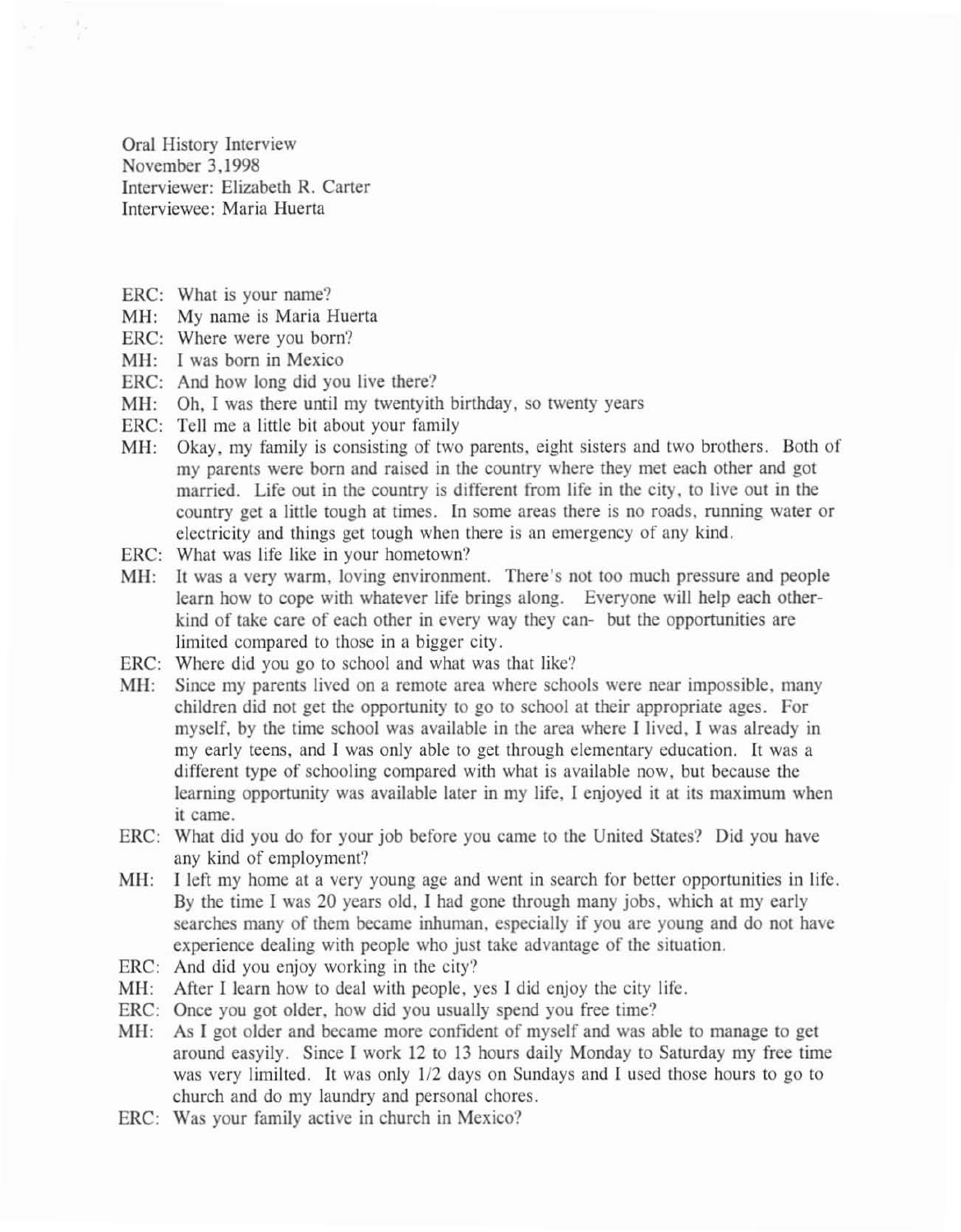Oral History Interview
November 3,1998
Interviewer: Elizabeth R. Carter
Interviewee: Maria Huerta

ERC: What is your name?

MH: My name is Maria Huerta

ERC: Where were you born?

MH: I was born in Mexico

ERC: And how long did you live there?

MH: Oh, I was there until my twentyith birthday, so twenty years

ERC: Tell me a little bit about your family

MH: Okay, my family is consisting of two parents, eight sisters and two brothers. Both of my parents were born and raised in the country where they met each other and got married. Life out in the country is different from life in the city, to live out in the country get a little tough at times. In some areas there is no roads, running water or electricity and things get tough when there is an emergency of any kind.

ERC: What was life like in your hometown?

MH: It was a very warm, loving environment. There's not too much pressure and people learn how to cope with whatever life brings along. Everyone will help each other- kind of take care of each other in every way they can- but the opportunities are limited compared to those in a bigger city.

ERC: Where did you go to school and what was that like?

MH: Since my parents lived on a remote area where schools were near impossible, many children did not get the opportunity to go to school at their appropriate ages. For myself, by the time school was available in the area where I lived, I was already in my early teens, and I was only able to get through elementary education. It was a different type of schooling compared with what is available now, but because the learning opportunity was available later in my life, I enjoyed it at its maximum when it came.

ERC: What did you do for your job before you came to the United States? Did you have any kind of employment?

MH: I left my home at a very young age and went in search for better opportunities in life. By the time I was 20 years old, I had gone through many jobs, which at my early searches many of them became inhuman, especially if you are young and do not have experience dealing with people who just take advantage of the situation.

ERC: And did you enjoy working in the city?

MH: After I learn how to deal with people, yes I did enjoy the city life.

ERC: Once you got older, how did you usually spend you free time?

MH: As I got older and became more confident of myself and was able to manage to get around easyily. Since I work 12 to 13 hours daily Monday to Saturday my free time was very limilted. It was only 1/2 days on Sundays and I used those hours to go to church and do my laundry and personal chores.

ERC: Was your family active in church in Mexico?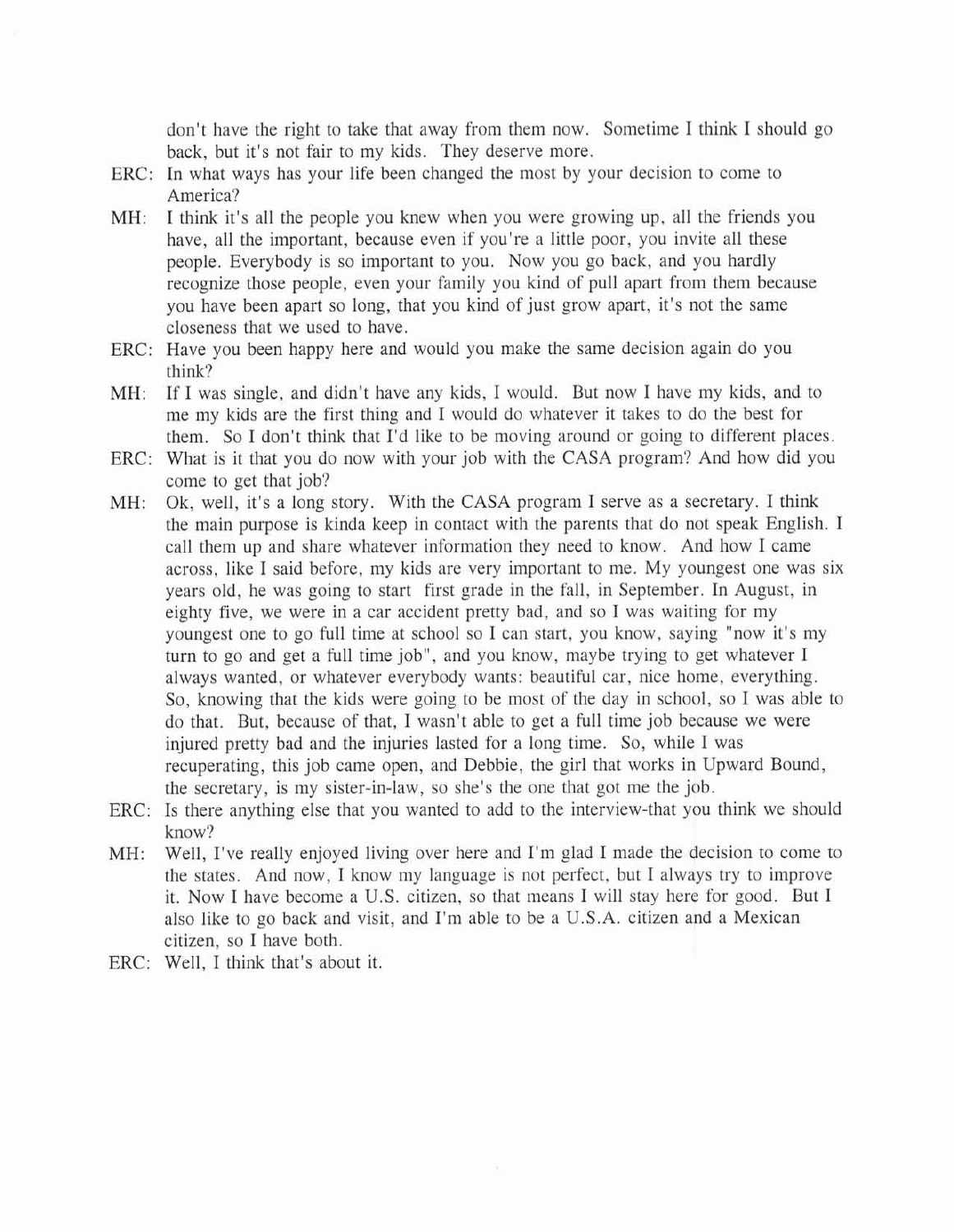don't have the right to take that away from them now. Sometime I think I should go back, but it's not fair to my kids. They deserve more.

ERC: In what ways has your life been changed the most by your decision to come to America?

MH: I think it's all the people you knew when you were growing up, all the friends you have, all the important, because even if you're a little poor, you invite all these people. Everybody is so important to you. Now you go back, and you hardly recognize those people, even your family you kind of pull apart from them because you have been apart so long, that you kind of just grow apart, it's not the same closeness that we used to have.

ERC: Have you been happy here and would you make the same decision again do you think?

MH: If I was single, and didn't have any kids, I would. But now I have my kids, and to me my kids are the first thing and I would do whatever it takes to do the best for them. So I don't think that I'd like to be moving around or going to different places.

ERC: What is it that you do now with your job with the CASA program? And how did you come to get that job?

MH: Ok, well, it's a long story. With the CASA program I serve as a secretary. I think the main purpose is kinda keep in contact with the parents that do not speak English. I call them up and share whatever information they need to know. And how I came across, like I said before, my kids are very important to me. My youngest one was six years old, he was going to start first grade in the fall, in September. In August, in eighty five, we were in a car accident pretty bad, and so I was waiting for my youngest one to go full time at school so I can start, you know, saying "now it's my turn to go and get a full time job", and you know, maybe trying to get whatever I always wanted, or whatever everybody wants: beautiful car, nice home, everything. So, knowing that the kids were going to be most of the day in school, so I was able to do that. But, because of that, I wasn't able to get a full time job because we were injured pretty bad and the injuries lasted for a long time. So, while I was recuperating, this job came open, and Debbie, the girl that works in Upward Bound, the secretary, is my sister-in-law, so she's the one that got me the job.

ERC: Is there anything else that you wanted to add to the interview-that you think we should know?

MH: Well, I've really enjoyed living over here and I'm glad I made the decision to come to the states. And now, I know my language is not perfect, but I always try to improve it. Now I have become a U.S. citizen, so that means I will stay here for good. But I also like to go back and visit, and I'm able to be a U.S.A. citizen and a Mexican citizen, so I have both.

ERC: Well, I think that's about it.